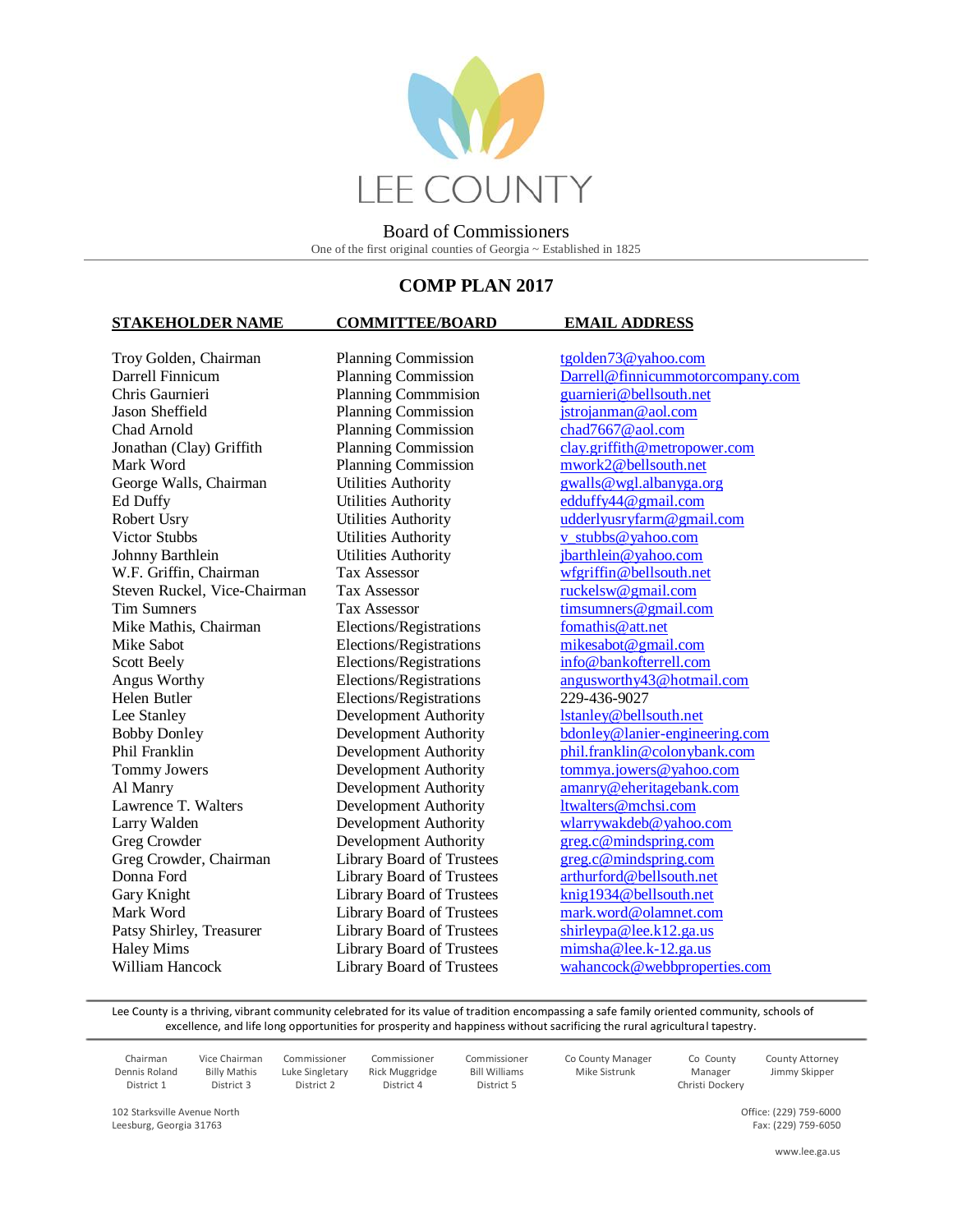# LEE COUNTY

Board of Commissioners

One of the first original counties of Georgia ~ Established in 1825

## COMP PLAN 2017

| STAKEHOLDER NAME | COMMITTEE/BOARD | EMAIL ADDRESS |
|---|---|---|
| Troy Golden, Chairman | Planning Commission | tgolden73@yahoo.com |
| Darrell Finnicum | Planning Commission | Darrell@finnicummotorcompany.com |
| Chris Gaurnieri | Planning Commmision | guarnieri@bellsouth.net |
| Jason Sheffield | Planning Commission | jstrojanman@aol.com |
| Chad Arnold | Planning Commission | chad7667@aol.com |
| Jonathan (Clay) Griffith | Planning Commission | clay.griffith@metropower.com |
| Mark Word | Planning Commission | mwork2@bellsouth.net |
| George Walls, Chairman | Utilities Authority | gwalls@wgl.albanyga.org |
| Ed Duffy | Utilities Authority | edduffy44@gmail.com |
| Robert Usry | Utilities Authority | udderlyusryfarm@gmail.com |
| Victor Stubbs | Utilities Authority | v_stubbs@yahoo.com |
| Johnny Barthlein | Utilities Authority | jbarthlein@yahoo.com |
| W.F. Griffin, Chairman | Tax Assessor | wfgriffin@bellsouth.net |
| Steven Ruckel, Vice-Chairman | Tax Assessor | ruckelsw@gmail.com |
| Tim Sumners | Tax Assessor | timsumners@gmail.com |
| Mike Mathis, Chairman | Elections/Registrations | fomathis@att.net |
| Mike Sabot | Elections/Registrations | mikesabot@gmail.com |
| Scott Beely | Elections/Registrations | info@bankofterrell.com |
| Angus Worthy | Elections/Registrations | angusworthy43@hotmail.com |
| Helen Butler | Elections/Registrations | 229-436-9027 |
| Lee Stanley | Development Authority | lstanley@bellsouth.net |
| Bobby Donley | Development Authority | bdonley@lanier-engineering.com |
| Phil Franklin | Development Authority | phil.franklin@colonybank.com |
| Tommy Jowers | Development Authority | tommya.jowers@yahoo.com |
| Al Manry | Development Authority | amanry@eheritagebank.com |
| Lawrence T. Walters | Development Authority | ltwalters@mchsi.com |
| Larry Walden | Development Authority | wlarrywakdeb@yahoo.com |
| Greg Crowder | Development Authority | greg.c@mindspring.com |
| Greg Crowder, Chairman | Library Board of Trustees | greg.c@mindspring.com |
| Donna Ford | Library Board of Trustees | arthurford@bellsouth.net |
| Gary Knight | Library Board of Trustees | knig1934@bellsouth.net |
| Mark Word | Library Board of Trustees | mark.word@olamnet.com |
| Patsy Shirley, Treasurer | Library Board of Trustees | shirleypa@lee.k12.ga.us |
| Haley Mims | Library Board of Trustees | mimsha@lee.k-12.ga.us |
| William Hancock | Library Board of Trustees | wahancock@webbproperties.com |

Lee County is a thriving, vibrant community celebrated for its value of tradition encompassing a safe family oriented community, schools of excellence, and life long opportunities for prosperity and happiness without sacrificing the rural agricultural tapestry.

| Chairman | Vice Chairman | Commissioner | Commissioner | Commissioner | Co County Manager | Co County Manager | County Attorney |
|---|---|---|---|---|---|---|---|
| Dennis Roland | Billy Mathis | Luke Singletary | Rick Muggridge | Bill Williams | Mike Sistrunk | Christi Dockery | Jimmy Skipper |
| District 1 | District 3 | District 2 | District 4 | District 5 | | | |

102 Starksville Avenue North
Leesburg, Georgia 31763

Office: (229) 759-6000
Fax: (229) 759-6050

www.lee.ga.us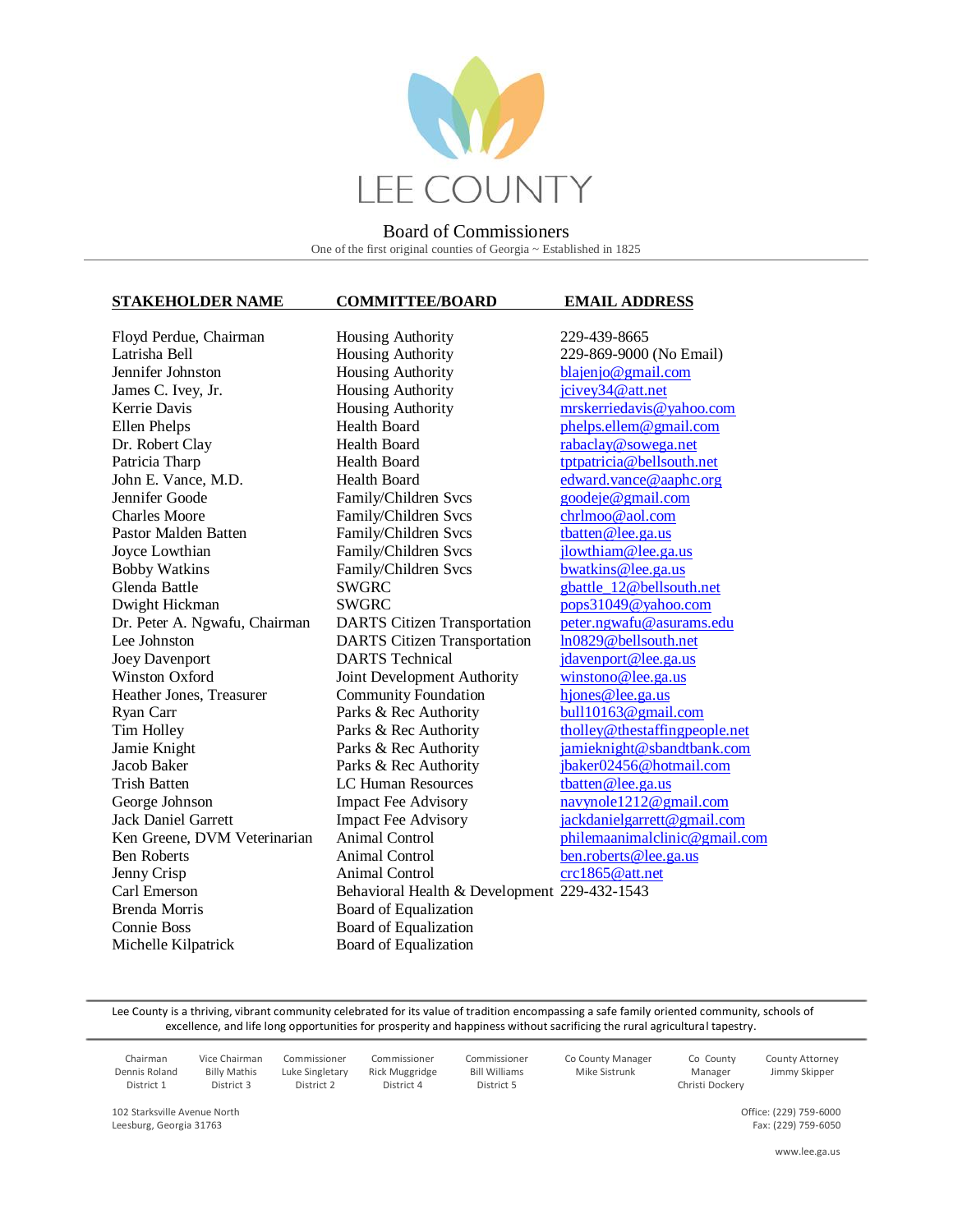# LEE COUNTY

Board of Commissioners

One of the first original counties of Georgia ~ Established in 1825

| STAKEHOLDER NAME | COMMITTEE/BOARD | EMAIL ADDRESS |
|---|---|---|
| Floyd Perdue, Chairman | Housing Authority | 229-439-8665 |
| Latrisha Bell | Housing Authority | 229-869-9000 (No Email) |
| Jennifer Johnston | Housing Authority | blajenjo@gmail.com |
| James C. Ivey, Jr. | Housing Authority | jcivey34@att.net |
| Kerrie Davis | Housing Authority | mrskerriedavis@yahoo.com |
| Ellen Phelps | Health Board | phelps.ellem@gmail.com |
| Dr. Robert Clay | Health Board | rabaclay@sowega.net |
| Patricia Tharp | Health Board | tptpatricia@bellsouth.net |
| John E. Vance, M.D. | Health Board | edward.vance@aaphc.org |
| Jennifer Goode | Family/Children Svcs | goodeje@gmail.com |
| Charles Moore | Family/Children Svcs | chrlmoo@aol.com |
| Pastor Malden Batten | Family/Children Svcs | tbatten@lee.ga.us |
| Joyce Lowthian | Family/Children Svcs | jlowthiam@lee.ga.us |
| Bobby Watkins | Family/Children Svcs | bwatkins@lee.ga.us |
| Glenda Battle | SWGRC | gbattle_12@bellsouth.net |
| Dwight Hickman | SWGRC | pops31049@yahoo.com |
| Dr. Peter A. Ngwafu, Chairman | DARTS Citizen Transportation | peter.ngwafu@asurams.edu |
| Lee Johnston | DARTS Citizen Transportation | ln0829@bellsouth.net |
| Joey Davenport | DARTS Technical | jdavenport@lee.ga.us |
| Winston Oxford | Joint Development Authority | winstono@lee.ga.us |
| Heather Jones, Treasurer | Community Foundation | hjones@lee.ga.us |
| Ryan Carr | Parks & Rec Authority | bull10163@gmail.com |
| Tim Holley | Parks & Rec Authority | tholley@thestaffingpeople.net |
| Jamie Knight | Parks & Rec Authority | jamieknight@sbandtbank.com |
| Jacob Baker | Parks & Rec Authority | jbaker02456@hotmail.com |
| Trish Batten | LC Human Resources | tbatten@lee.ga.us |
| George Johnson | Impact Fee Advisory | navynole1212@gmail.com |
| Jack Daniel Garrett | Impact Fee Advisory | jackdanielgarrett@gmail.com |
| Ken Greene, DVM Veterinarian | Animal Control | philemaanimalclinic@gmail.com |
| Ben Roberts | Animal Control | ben.roberts@lee.ga.us |
| Jenny Crisp | Animal Control | crc1865@att.net |
| Carl Emerson | Behavioral Health & Development | 229-432-1543 |
| Brenda Morris | Board of Equalization | |
| Connie Boss | Board of Equalization | |
| Michelle Kilpatrick | Board of Equalization | |

Lee County is a thriving, vibrant community celebrated for its value of tradition encompassing a safe family oriented community, schools of excellence, and life long opportunities for prosperity and happiness without sacrificing the rural agricultural tapestry.

| Chairman | Vice Chairman | Commissioner | Commissioner | Commissioner | Co County Manager | Co County Manager | County Attorney |
|---|---|---|---|---|---|---|---|
| Dennis Roland | Billy Mathis | Luke Singletary | Rick Muggridge | Bill Williams | Mike Sistrunk | Christi Dockery | Jimmy Skipper |
| District 1 | District 3 | District 2 | District 4 | District 5 | | | |

102 Starksville Avenue North
Leesburg, Georgia 31763

Office: (229) 759-6000
Fax: (229) 759-6050

www.lee.ga.us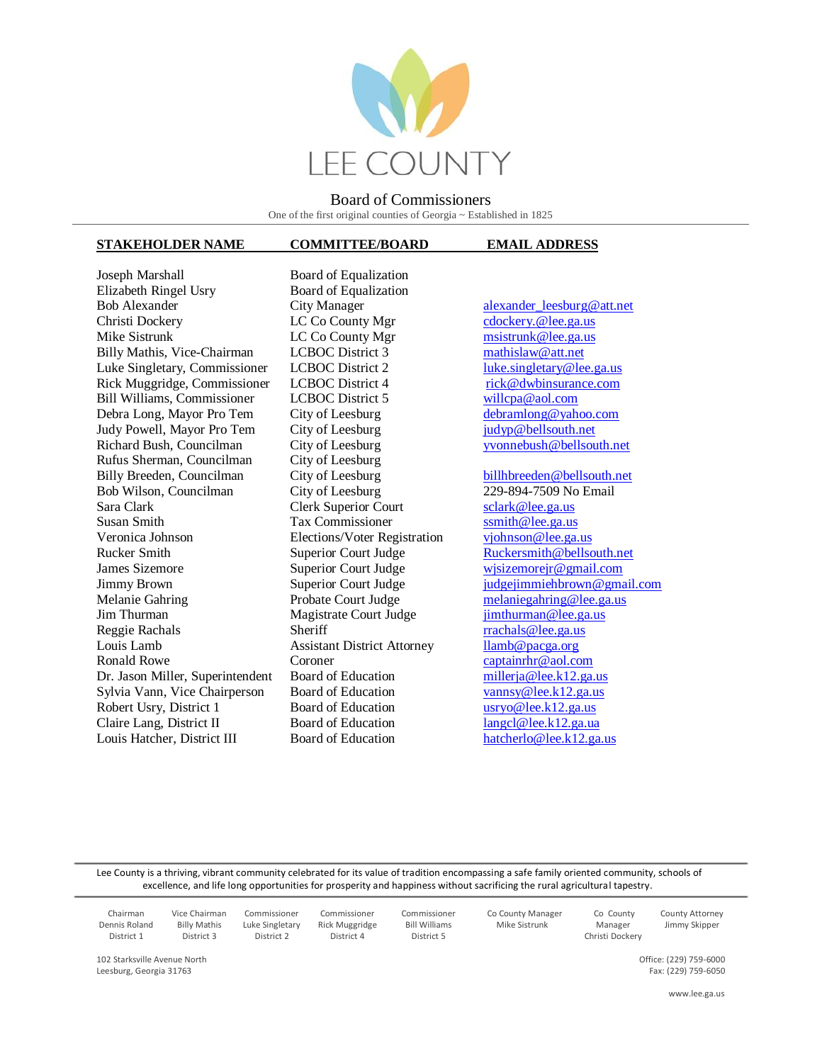# LEE COUNTY

## Board of Commissioners

One of the first original counties of Georgia ~ Established in 1825

| STAKEHOLDER NAME | COMMITTEE/BOARD | EMAIL ADDRESS |
|---|---|---|
| Joseph Marshall | Board of Equalization | |
| Elizabeth Ringel Usry | Board of Equalization | |
| Bob Alexander | City Manager | alexander_leesburg@att.net |
| Christi Dockery | LC Co County Mgr | cdockery.@lee.ga.us |
| Mike Sistrunk | LC Co County Mgr | msistrunk@lee.ga.us |
| Billy Mathis, Vice-Chairman | LCBOC District 3 | mathislaw@att.net |
| Luke Singletary, Commissioner | LCBOC District 2 | luke.singletary@lee.ga.us |
| Rick Muggridge, Commissioner | LCBOC District 4 | rick@dwbinsurance.com |
| Bill Williams, Commissioner | LCBOC District 5 | willcpa@aol.com |
| Debra Long, Mayor Pro Tem | City of Leesburg | debramlong@yahoo.com |
| Judy Powell, Mayor Pro Tem | City of Leesburg | judyp@bellsouth.net |
| Richard Bush, Councilman | City of Leesburg | yvonnebush@bellsouth.net |
| Rufus Sherman, Councilman | City of Leesburg | |
| Billy Breeden, Councilman | City of Leesburg | billhbreeden@bellsouth.net |
| Bob Wilson, Councilman | City of Leesburg | 229-894-7509 No Email |
| Sara Clark | Clerk Superior Court | sclark@lee.ga.us |
| Susan Smith | Tax Commissioner | ssmith@lee.ga.us |
| Veronica Johnson | Elections/Voter Registration | vjohnson@lee.ga.us |
| Rucker Smith | Superior Court Judge | Ruckersmith@bellsouth.net |
| James Sizemore | Superior Court Judge | wjsizemorejr@gmail.com |
| Jimmy Brown | Superior Court Judge | judgejimmiehbrown@gmail.com |
| Melanie Gahring | Probate Court Judge | melaniegahring@lee.ga.us |
| Jim Thurman | Magistrate Court Judge | jimthurman@lee.ga.us |
| Reggie Rachals | Sheriff | rrachals@lee.ga.us |
| Louis Lamb | Assistant District Attorney | llamb@pacga.org |
| Ronald Rowe | Coroner | captainrhr@aol.com |
| Dr. Jason Miller, Superintendent | Board of Education | millerja@lee.k12.ga.us |
| Sylvia Vann, Vice Chairperson | Board of Education | vannsy@lee.k12.ga.us |
| Robert Usry, District 1 | Board of Education | usryo@lee.k12.ga.us |
| Claire Lang, District II | Board of Education | langcl@lee.k12.ga.ua |
| Louis Hatcher, District III | Board of Education | hatcherlo@lee.k12.ga.us |

Lee County is a thriving, vibrant community celebrated for its value of tradition encompassing a safe family oriented community, schools of excellence, and life long opportunities for prosperity and happiness without sacrificing the rural agricultural tapestry.

| Chairman | Vice Chairman | Commissioner | Commissioner | Commissioner | Co County Manager | Co County Manager | County Attorney |
|---|---|---|---|---|---|---|---|
| Dennis Roland | Billy Mathis | Luke Singletary | Rick Muggridge | Bill Williams | Mike Sistrunk | Christi Dockery | Jimmy Skipper |
| District 1 | District 3 | District 2 | District 4 | District 5 | | | |

102 Starksville Avenue North
Leesburg, Georgia 31763

Office: (229) 759-6000
Fax: (229) 759-6050

www.lee.ga.us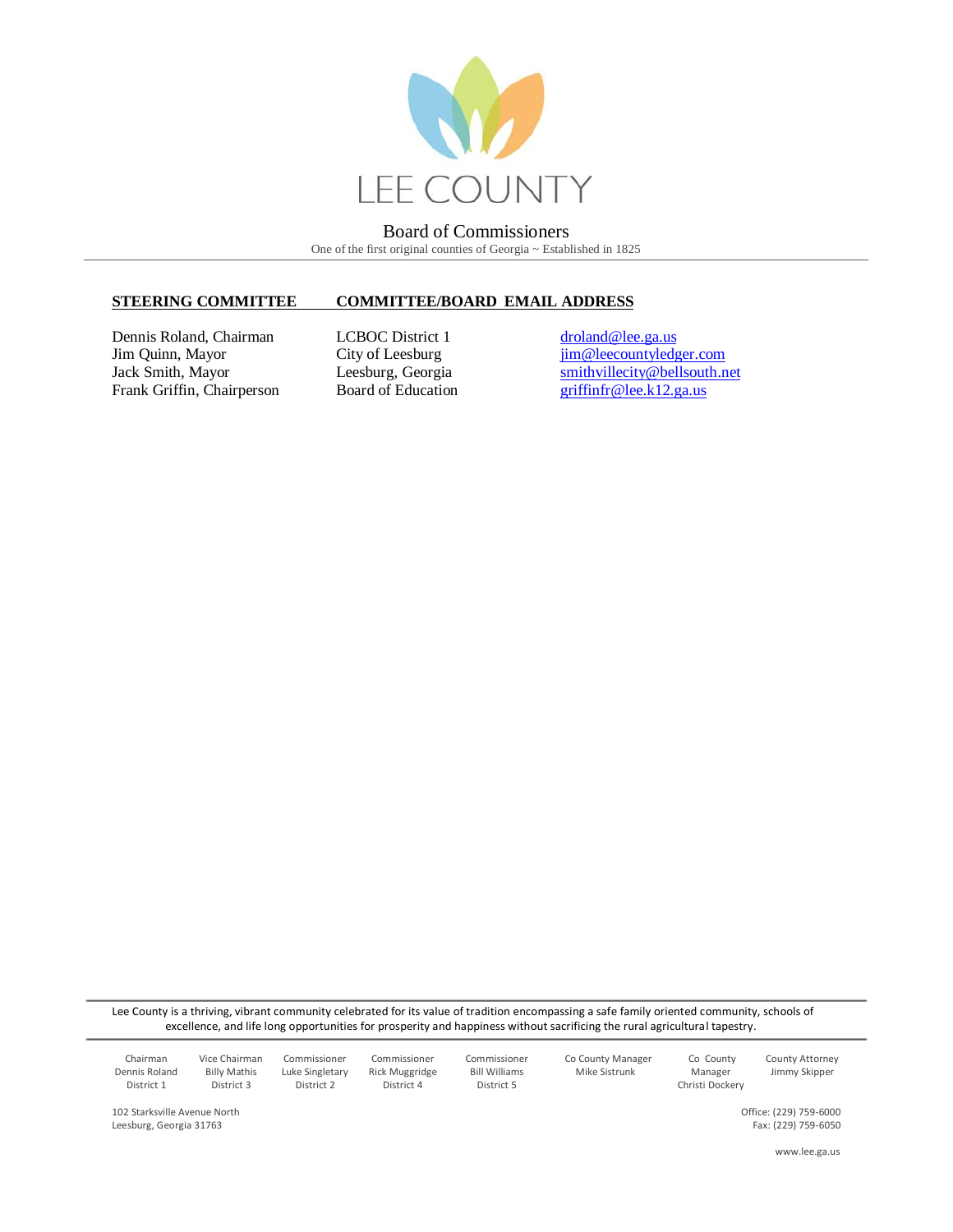# LEE COUNTY

Board of Commissioners

One of the first original counties of Georgia ~ Established in 1825

| STEERING COMMITTEE | COMMITTEE/BOARD | EMAIL ADDRESS |
|---|---|---|
| Dennis Roland, Chairman | LCBOC District 1 | droland@lee.ga.us |
| Jim Quinn, Mayor | City of Leesburg | jim@leecountyledger.com |
| Jack Smith, Mayor | Leesburg, Georgia | smithvillecity@bellsouth.net |
| Frank Griffin, Chairperson | Board of Education | griffinfr@lee.k12.ga.us |

Lee County is a thriving, vibrant community celebrated for its value of tradition encompassing a safe family oriented community, schools of excellence, and life long opportunities for prosperity and happiness without sacrificing the rural agricultural tapestry.

| Chairman | Vice Chairman | Commissioner | Commissioner | Commissioner | Co County Manager | Co County Manager | County Attorney |
|---|---|---|---|---|---|---|---|
| Dennis Roland | Billy Mathis | Luke Singletary | Rick Muggridge | Bill Williams | Mike Sistrunk | Christi Dockery | Jimmy Skipper |
| District 1 | District 3 | District 2 | District 4 | District 5 | | | |

102 Starksville Avenue North
Leesburg, Georgia 31763

Office: (229) 759-6000
Fax: (229) 759-6050

www.lee.ga.us